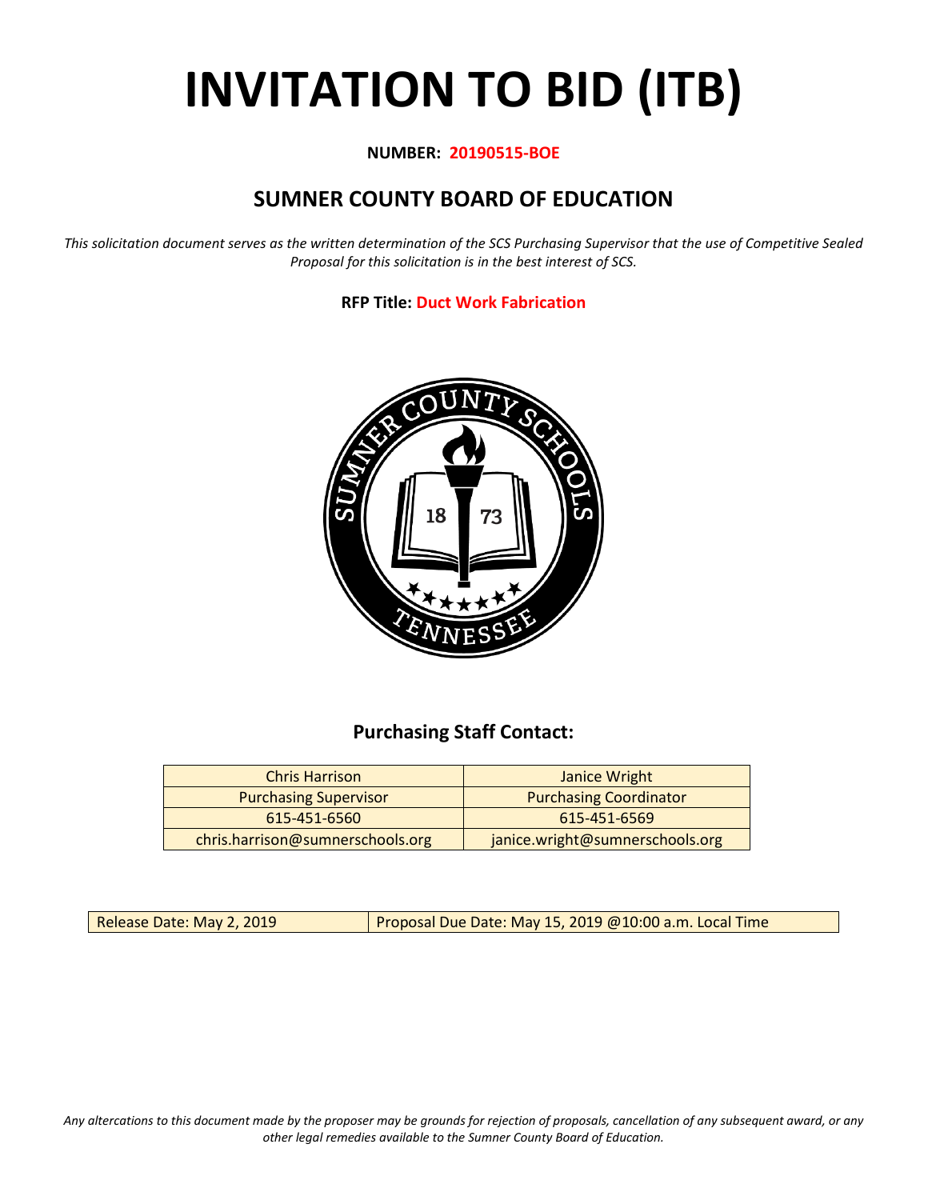# INVITATION TO BID (ITB)

**NUMBER: 20190515-BOE**

## SUMNER COUNTY BOARD OF EDUCATION

*This solicitation document serves as the written determination of the SCS Purchasing Supervisor that the use of Competitive Sealed Proposal for this solicitation is in the best interest of SCS.*

**RFP Title: Duct Work Fabrication**

### Purchasing Staff Contact:

| Chris Harrison | Janice Wright |
|---|---|
| Purchasing Supervisor | Purchasing Coordinator |
| 615-451-6560 | 615-451-6569 |
| chris.harrison@sumnerschools.org | janice.wright@sumnerschools.org |

| Release Date: May 2, 2019 | Proposal Due Date: May 15, 2019 @10:00 a.m. Local Time |
|---|---|

*Any altercations to this document made by the proposer may be grounds for rejection of proposals, cancellation of any subsequent award, or any other legal remedies available to the Sumner County Board of Education.*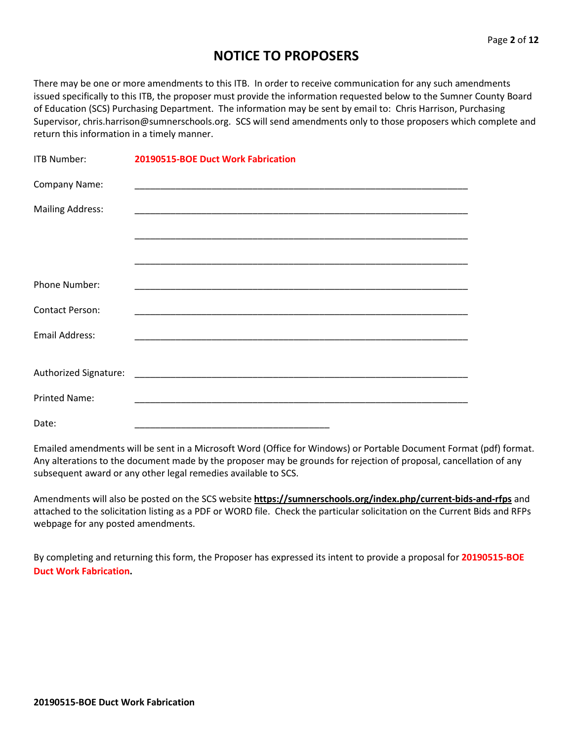# NOTICE TO PROPOSERS

There may be one or more amendments to this ITB. In order to receive communication for any such amendments issued specifically to this ITB, the proposer must provide the information requested below to the Sumner County Board of Education (SCS) Purchasing Department. The information may be sent by email to: Chris Harrison, Purchasing Supervisor, chris.harrison@sumnerschools.org. SCS will send amendments only to those proposers which complete and return this information in a timely manner.

ITB Number: **20190515-BOE Duct Work Fabrication**

Company Name: ______________________________________________________________

Mailing Address: ______________________________________________________________

______________________________________________________________

______________________________________________________________

Phone Number: ______________________________________________________________

Contact Person: ______________________________________________________________

Email Address: ______________________________________________________________

Authorized Signature: ______________________________________________________________

Printed Name: ______________________________________________________________

Date: ____________________________________

Emailed amendments will be sent in a Microsoft Word (Office for Windows) or Portable Document Format (pdf) format. Any alterations to the document made by the proposer may be grounds for rejection of proposal, cancellation of any subsequent award or any other legal remedies available to SCS.

Amendments will also be posted on the SCS website **https://sumnerschools.org/index.php/current-bids-and-rfps** and attached to the solicitation listing as a PDF or WORD file. Check the particular solicitation on the Current Bids and RFPs webpage for any posted amendments.

By completing and returning this form, the Proposer has expressed its intent to provide a proposal for **20190515-BOE Duct Work Fabrication.**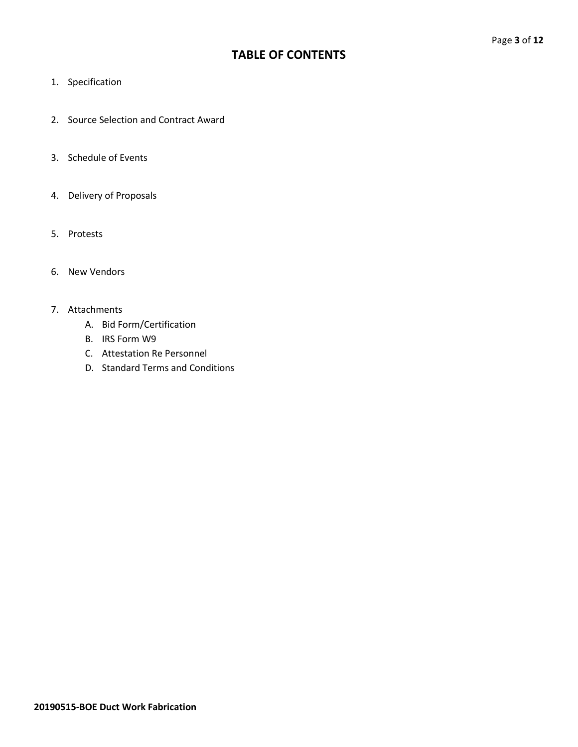# TABLE OF CONTENTS

1. Specification

2. Source Selection and Contract Award

3. Schedule of Events

4. Delivery of Proposals

5. Protests

6. New Vendors

7. Attachments
   - A. Bid Form/Certification
   - B. IRS Form W9
   - C. Attestation Re Personnel
   - D. Standard Terms and Conditions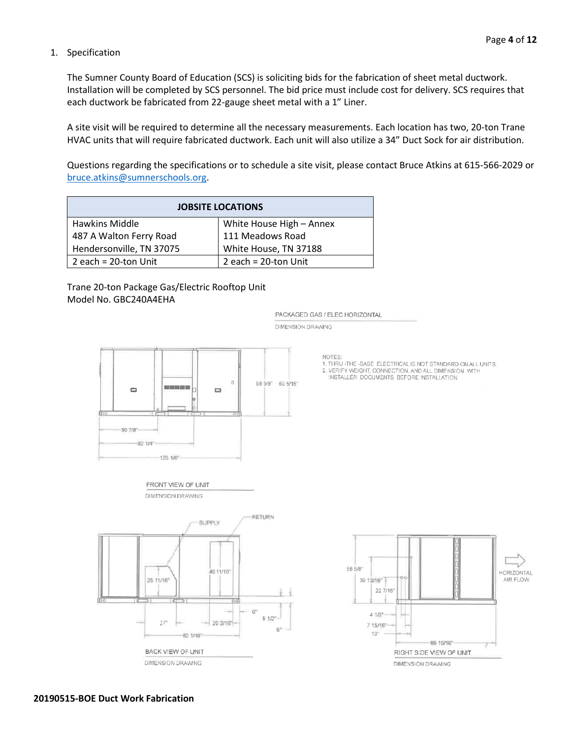1. Specification

   The Sumner County Board of Education (SCS) is soliciting bids for the fabrication of sheet metal ductwork. Installation will be completed by SCS personnel. The bid price must include cost for delivery. SCS requires that each ductwork be fabricated from 22-gauge sheet metal with a 1" Liner.

   A site visit will be required to determine all the necessary measurements. Each location has two, 20-ton Trane HVAC units that will require fabricated ductwork. Each unit will also utilize a 34" Duct Sock for air distribution.

   Questions regarding the specifications or to schedule a site visit, please contact Bruce Atkins at 615-566-2029 or [bruce.atkins@sumnerschools.org](mailto:bruce.atkins@sumnerschools.org).

| JOBSITE LOCATIONS | |
|---|---|
| Hawkins Middle<br>487 A Walton Ferry Road<br>Hendersonville, TN 37075 | White House High – Annex<br>111 Meadows Road<br>White House, TN 37188 |
| 2 each = 20-ton Unit | 2 each = 20-ton Unit |

Trane 20-ton Package Gas/Electric Rooftop Unit
Model No. GBC240A4EHA

PACKAGED GAS / ELEC HORIZONTAL
DIMENSION DRAWING

NOTES:
1. THRU-THE-BASE ELECTRICAL IS NOT STANDARD ON ALL UNITS.
2. VERIFY WEIGHT, CONNECTION, AND ALL DIMENSION WITH INSTALLER DOCUMENTS BEFORE INSTALLATION

58 5/8" 59 5/16"
50 7/8"
82 1/4"
123 1/8"

FRONT VIEW OF UNIT
DIMENSION DRAWING

SUPPLY
RETURN
25 11/16"
45 11/16"
27"
20 3/16"
82 1/16"
6"
5 1/2"
6"

BACK VIEW OF UNIT
DIMENSION DRAWING

58 5/8"
39 13/16"
22 7/16"
4 1/2"
7 15/16"
13"
86 15/16"
HORIZONTAL AIR FLOW

RIGHT SIDE VIEW OF UNIT
DIMENSION DRAWING

**20190515-BOE Duct Work Fabrication**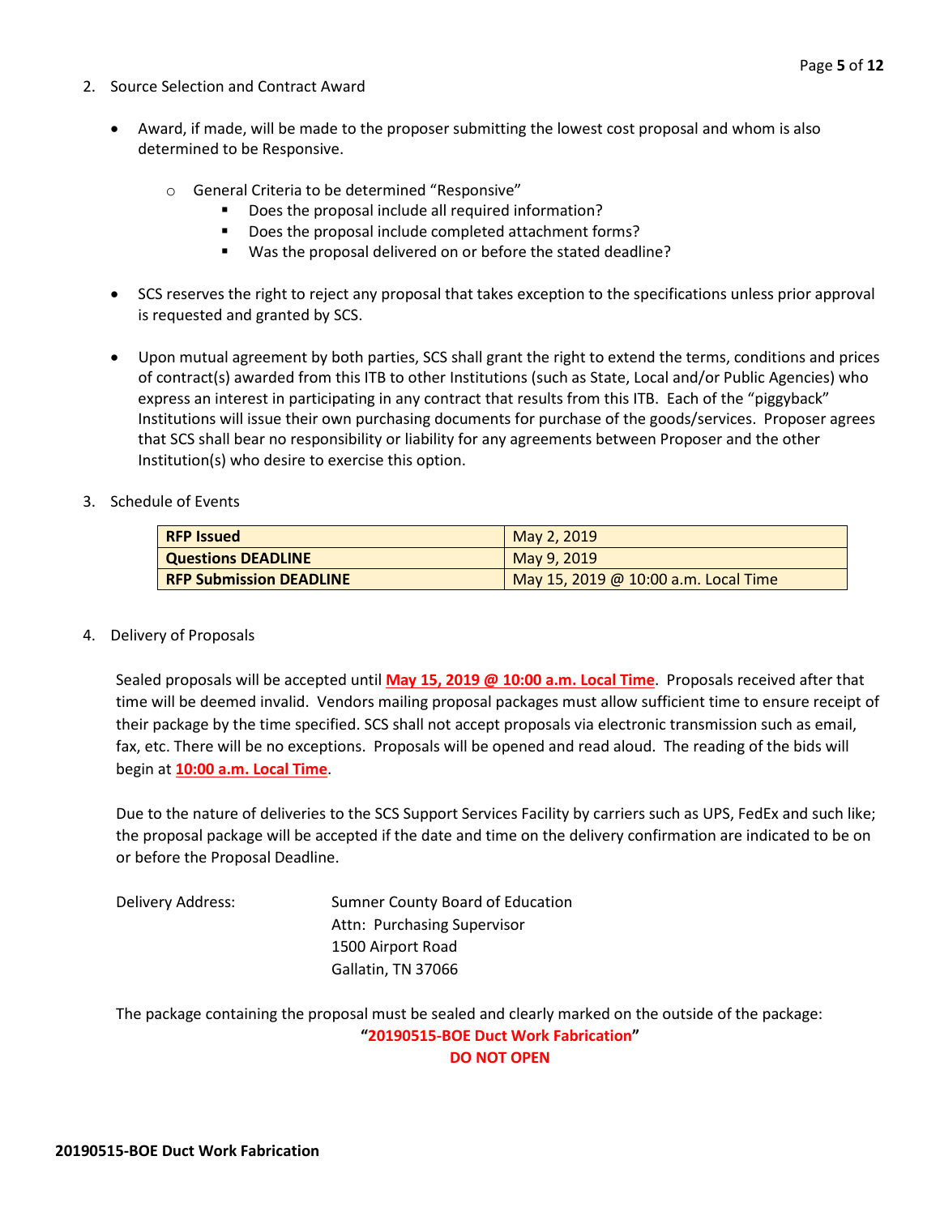2. Source Selection and Contract Award

   - Award, if made, will be made to the proposer submitting the lowest cost proposal and whom is also determined to be Responsive.

     - General Criteria to be determined "Responsive"
       - Does the proposal include all required information?
       - Does the proposal include completed attachment forms?
       - Was the proposal delivered on or before the stated deadline?

   - SCS reserves the right to reject any proposal that takes exception to the specifications unless prior approval is requested and granted by SCS.

   - Upon mutual agreement by both parties, SCS shall grant the right to extend the terms, conditions and prices of contract(s) awarded from this ITB to other Institutions (such as State, Local and/or Public Agencies) who express an interest in participating in any contract that results from this ITB. Each of the "piggyback" Institutions will issue their own purchasing documents for purchase of the goods/services. Proposer agrees that SCS shall bear no responsibility or liability for any agreements between Proposer and the other Institution(s) who desire to exercise this option.

3. Schedule of Events

| **RFP Issued** | May 2, 2019 |
|---|---|
| **Questions DEADLINE** | May 9, 2019 |
| **RFP Submission DEADLINE** | May 15, 2019 @ 10:00 a.m. Local Time |

4. Delivery of Proposals

   Sealed proposals will be accepted until **May 15, 2019 @ 10:00 a.m. Local Time**. Proposals received after that time will be deemed invalid. Vendors mailing proposal packages must allow sufficient time to ensure receipt of their package by the time specified. SCS shall not accept proposals via electronic transmission such as email, fax, etc. There will be no exceptions. Proposals will be opened and read aloud. The reading of the bids will begin at **10:00 a.m. Local Time**.

   Due to the nature of deliveries to the SCS Support Services Facility by carriers such as UPS, FedEx and such like; the proposal package will be accepted if the date and time on the delivery confirmation are indicated to be on or before the Proposal Deadline.

   Delivery Address: Sumner County Board of Education
   Attn: Purchasing Supervisor
   1500 Airport Road
   Gallatin, TN 37066

   The package containing the proposal must be sealed and clearly marked on the outside of the package:

   **"20190515-BOE Duct Work Fabrication"**

   **DO NOT OPEN**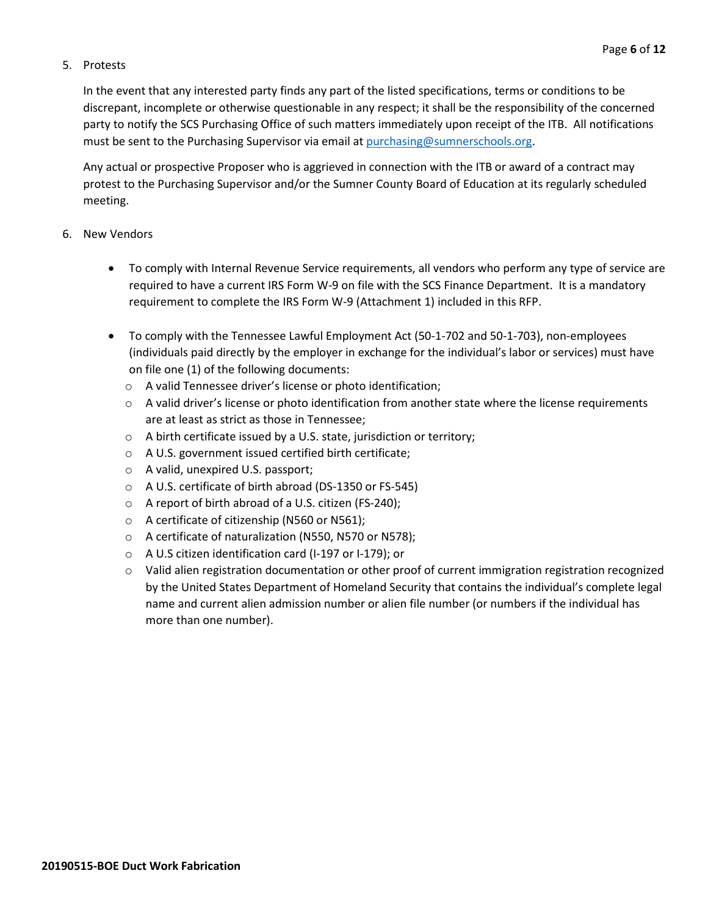5. Protests

   In the event that any interested party finds any part of the listed specifications, terms or conditions to be discrepant, incomplete or otherwise questionable in any respect; it shall be the responsibility of the concerned party to notify the SCS Purchasing Office of such matters immediately upon receipt of the ITB. All notifications must be sent to the Purchasing Supervisor via email at [purchasing@sumnerschools.org](mailto:purchasing@sumnerschools.org).

   Any actual or prospective Proposer who is aggrieved in connection with the ITB or award of a contract may protest to the Purchasing Supervisor and/or the Sumner County Board of Education at its regularly scheduled meeting.

6. New Vendors

   - To comply with Internal Revenue Service requirements, all vendors who perform any type of service are required to have a current IRS Form W-9 on file with the SCS Finance Department. It is a mandatory requirement to complete the IRS Form W-9 (Attachment 1) included in this RFP.
   - To comply with the Tennessee Lawful Employment Act (50-1-702 and 50-1-703), non-employees (individuals paid directly by the employer in exchange for the individual's labor or services) must have on file one (1) of the following documents:
     - A valid Tennessee driver's license or photo identification;
     - A valid driver's license or photo identification from another state where the license requirements are at least as strict as those in Tennessee;
     - A birth certificate issued by a U.S. state, jurisdiction or territory;
     - A U.S. government issued certified birth certificate;
     - A valid, unexpired U.S. passport;
     - A U.S. certificate of birth abroad (DS-1350 or FS-545)
     - A report of birth abroad of a U.S. citizen (FS-240);
     - A certificate of citizenship (N560 or N561);
     - A certificate of naturalization (N550, N570 or N578);
     - A U.S citizen identification card (I-197 or I-179); or
     - Valid alien registration documentation or other proof of current immigration registration recognized by the United States Department of Homeland Security that contains the individual's complete legal name and current alien admission number or alien file number (or numbers if the individual has more than one number).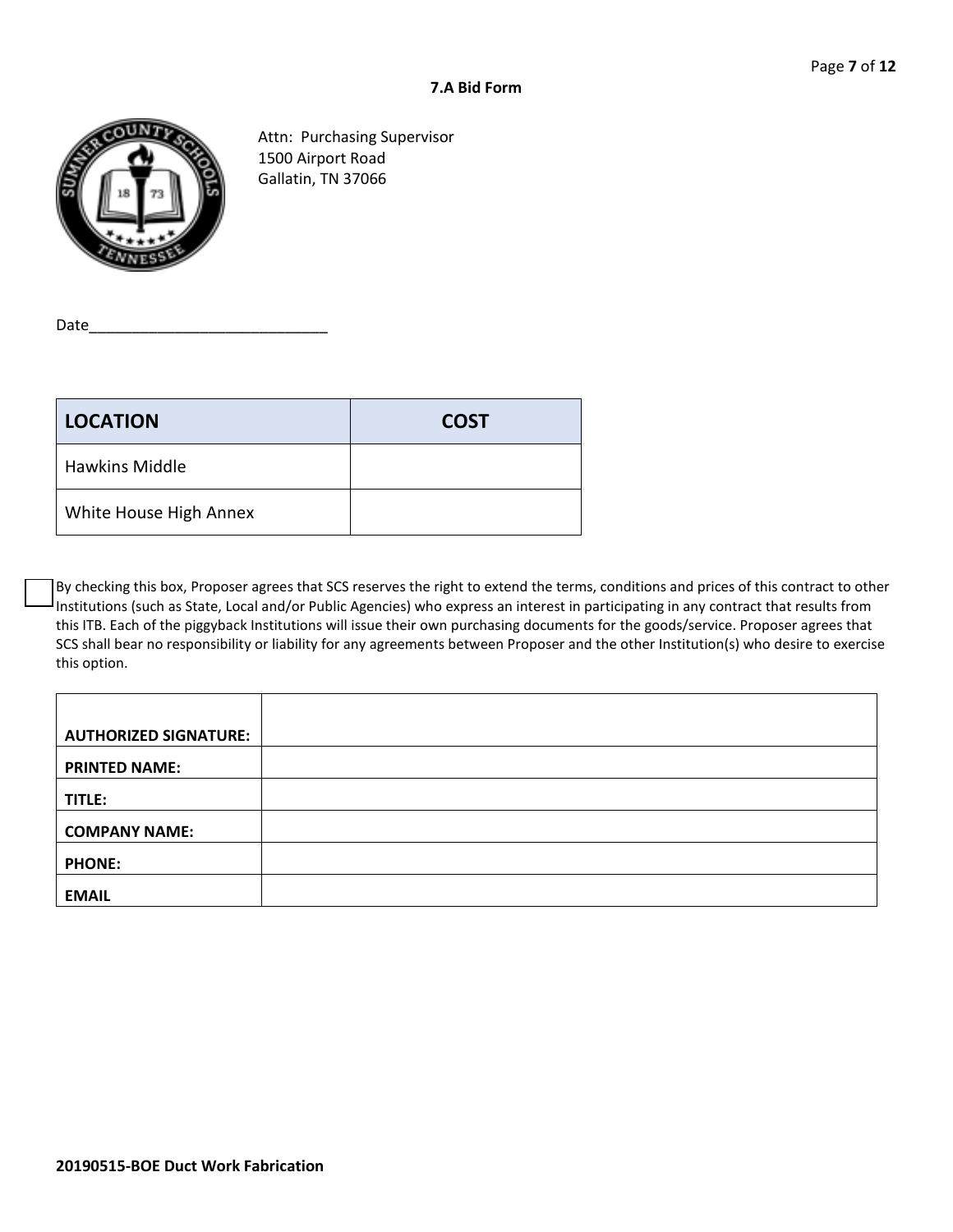## 7.A Bid Form

Attn: Purchasing Supervisor
1500 Airport Road
Gallatin, TN 37066

Date_____________________________

| LOCATION | COST |
|---|---|
| Hawkins Middle | |
| White House High Annex | |

☐ By checking this box, Proposer agrees that SCS reserves the right to extend the terms, conditions and prices of this contract to other Institutions (such as State, Local and/or Public Agencies) who express an interest in participating in any contract that results from this ITB. Each of the piggyback Institutions will issue their own purchasing documents for the goods/service. Proposer agrees that SCS shall bear no responsibility or liability for any agreements between Proposer and the other Institution(s) who desire to exercise this option.

| | |
|---|---|
| **AUTHORIZED SIGNATURE:** | |
| **PRINTED NAME:** | |
| **TITLE:** | |
| **COMPANY NAME:** | |
| **PHONE:** | |
| **EMAIL** | |

**20190515-BOE Duct Work Fabrication**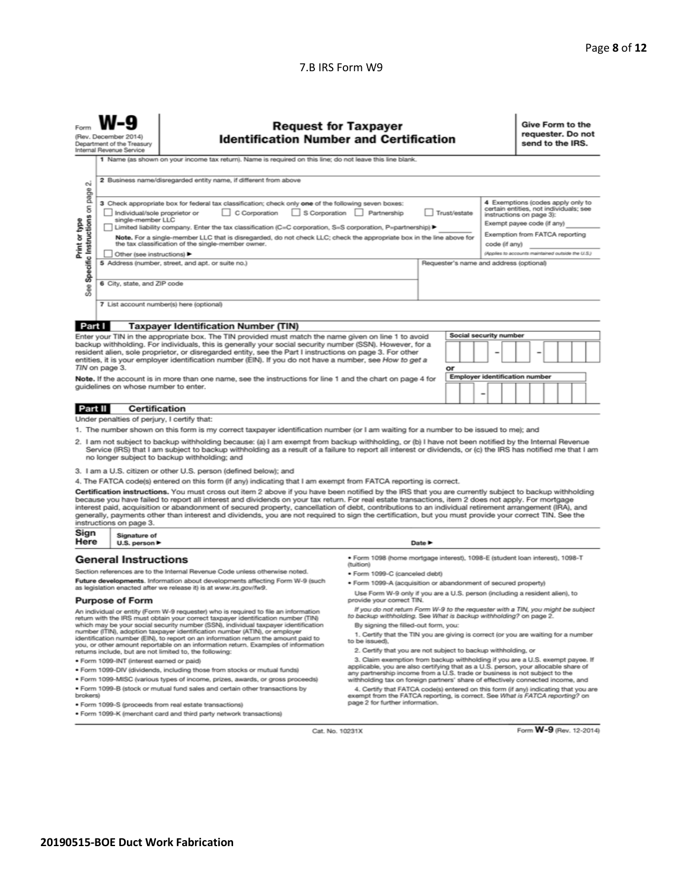7.B IRS Form W9

Form **W-9**
(Rev. December 2014)
Department of the Treasury
Internal Revenue Service

## Request for Taxpayer Identification Number and Certification

**Give Form to the requester. Do not send to the IRS.**

Print or type
See Specific Instructions on page 2.

1 Name (as shown on your income tax return). Name is required on this line; do not leave this line blank.

2 Business name/disregarded entity name, if different from above

3 Check appropriate box for federal tax classification; check only **one** of the following seven boxes:
☐ Individual/sole proprietor or single-member LLC ☐ C Corporation ☐ S Corporation ☐ Partnership ☐ Trust/estate
☐ Limited liability company. Enter the tax classification (C=C corporation, S=S corporation, P=partnership) ▶ ________

**Note.** For a single-member LLC that is disregarded, do not check LLC; check the appropriate box in the line above for the tax classification of the single-member owner.

☐ Other (see instructions) ▶

4 Exemptions (codes apply only to certain entities, not individuals; see instructions on page 3):
Exempt payee code (if any) ________
Exemption from FATCA reporting code (if any) ________
*(Applies to accounts maintained outside the U.S.)*

5 Address (number, street, and apt. or suite no.)

Requester's name and address (optional)

6 City, state, and ZIP code

7 List account number(s) here (optional)

### Part I Taxpayer Identification Number (TIN)

Enter your TIN in the appropriate box. The TIN provided must match the name given on line 1 to avoid backup withholding. For individuals, this is generally your social security number (SSN). However, for a resident alien, sole proprietor, or disregarded entity, see the Part I instructions on page 3. For other entities, it is your employer identification number (EIN). If you do not have a number, see *How to get a TIN* on page 3.

**Note.** If the account is in more than one name, see the instructions for line 1 and the chart on page 4 for guidelines on whose number to enter.

Social security number
[ ][ ][ ] – [ ][ ] – [ ][ ][ ][ ]

or

Employer identification number
[ ][ ] – [ ][ ][ ][ ][ ][ ][ ]

### Part II Certification

Under penalties of perjury, I certify that:

1. The number shown on this form is my correct taxpayer identification number (or I am waiting for a number to be issued to me); and
2. I am not subject to backup withholding because: (a) I am exempt from backup withholding, or (b) I have not been notified by the Internal Revenue Service (IRS) that I am subject to backup withholding as a result of a failure to report all interest or dividends, or (c) the IRS has notified me that I am no longer subject to backup withholding; and
3. I am a U.S. citizen or other U.S. person (defined below); and
4. The FATCA code(s) entered on this form (if any) indicating that I am exempt from FATCA reporting is correct.

**Certification instructions.** You must cross out item 2 above if you have been notified by the IRS that you are currently subject to backup withholding because you have failed to report all interest and dividends on your tax return. For real estate transactions, item 2 does not apply. For mortgage interest paid, acquisition or abandonment of secured property, cancellation of debt, contributions to an individual retirement arrangement (IRA), and generally, payments other than interest and dividends, you are not required to sign the certification, but you must provide your correct TIN. See the instructions on page 3.

**Sign Here** Signature of U.S. person ▶ Date ▶

## General Instructions

Section references are to the Internal Revenue Code unless otherwise noted.

**Future developments.** Information about developments affecting Form W-9 (such as legislation enacted after we release it) is at *www.irs.gov/fw9*.

### Purpose of Form

An individual or entity (Form W-9 requester) who is required to file an information return with the IRS must obtain your correct taxpayer identification number (TIN) which may be your social security number (SSN), individual taxpayer identification number (ITIN), adoption taxpayer identification number (ATIN), or employer identification number (EIN), to report on an information return the amount paid to you, or other amount reportable on an information return. Examples of information returns include, but are not limited to, the following:

- Form 1099-INT (interest earned or paid)
- Form 1099-DIV (dividends, including those from stocks or mutual funds)
- Form 1099-MISC (various types of income, prizes, awards, or gross proceeds)
- Form 1099-B (stock or mutual fund sales and certain other transactions by brokers)
- Form 1099-S (proceeds from real estate transactions)
- Form 1099-K (merchant card and third party network transactions)
- Form 1098 (home mortgage interest), 1098-E (student loan interest), 1098-T (tuition)
- Form 1099-C (canceled debt)
- Form 1099-A (acquisition or abandonment of secured property)

Use Form W-9 only if you are a U.S. person (including a resident alien), to provide your correct TIN.

*If you do not return Form W-9 to the requester with a TIN, you might be subject to backup withholding. See What is backup withholding? on page 2.*

By signing the filled-out form, you:

1. Certify that the TIN you are giving is correct (or you are waiting for a number to be issued),
2. Certify that you are not subject to backup withholding, or
3. Claim exemption from backup withholding if you are a U.S. exempt payee. If applicable, you are also certifying that as a U.S. person, your allocable share of any partnership income from a U.S. trade or business is not subject to the withholding tax on foreign partners' share of effectively connected income, and
4. Certify that FATCA code(s) entered on this form (if any) indicating that you are exempt from the FATCA reporting, is correct. See *What is FATCA reporting?* on page 2 for further information.

Cat. No. 10231X

Form **W-9** (Rev. 12-2014)

**20190515-BOE Duct Work Fabrication**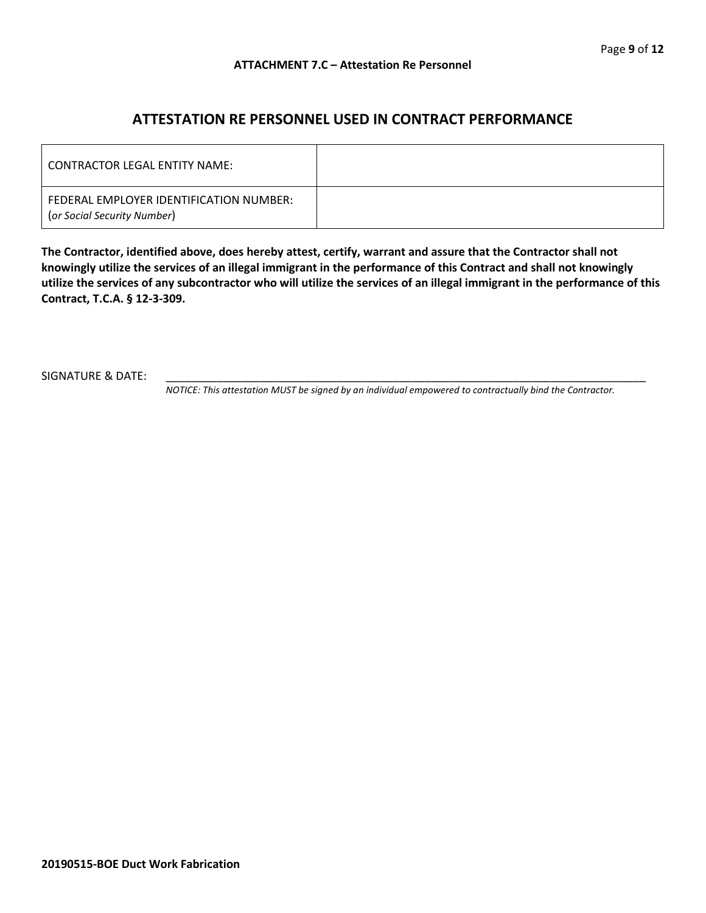**ATTACHMENT 7.C – Attestation Re Personnel**

## ATTESTATION RE PERSONNEL USED IN CONTRACT PERFORMANCE

| | |
|---|---|
| CONTRACTOR LEGAL ENTITY NAME: | |
| FEDERAL EMPLOYER IDENTIFICATION NUMBER: (*or Social Security Number*) | |

**The Contractor, identified above, does hereby attest, certify, warrant and assure that the Contractor shall not knowingly utilize the services of an illegal immigrant in the performance of this Contract and shall not knowingly utilize the services of any subcontractor who will utilize the services of an illegal immigrant in the performance of this Contract, T.C.A. § 12-3-309.**

SIGNATURE & DATE: ______________________________________________________________________________

*NOTICE: This attestation MUST be signed by an individual empowered to contractually bind the Contractor.*

**20190515-BOE Duct Work Fabrication**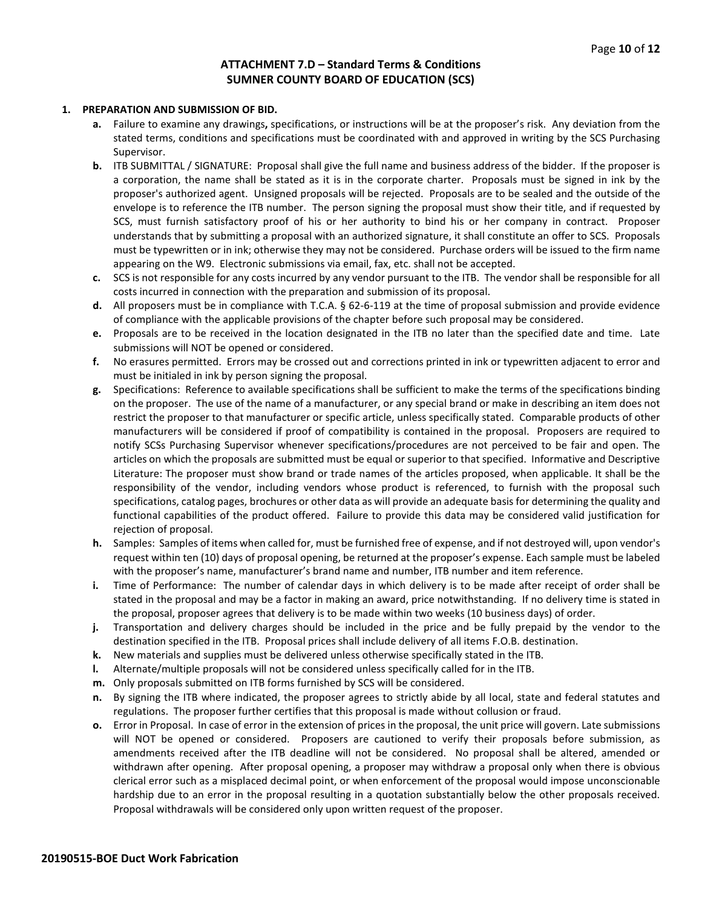# ATTACHMENT 7.D – Standard Terms & Conditions
## SUMNER COUNTY BOARD OF EDUCATION (SCS)

**1. PREPARATION AND SUBMISSION OF BID.**

- **a.** Failure to examine any drawings**,** specifications, or instructions will be at the proposer's risk. Any deviation from the stated terms, conditions and specifications must be coordinated with and approved in writing by the SCS Purchasing Supervisor.
- **b.** ITB SUBMITTAL / SIGNATURE: Proposal shall give the full name and business address of the bidder. If the proposer is a corporation, the name shall be stated as it is in the corporate charter. Proposals must be signed in ink by the proposer's authorized agent. Unsigned proposals will be rejected. Proposals are to be sealed and the outside of the envelope is to reference the ITB number. The person signing the proposal must show their title, and if requested by SCS, must furnish satisfactory proof of his or her authority to bind his or her company in contract. Proposer understands that by submitting a proposal with an authorized signature, it shall constitute an offer to SCS. Proposals must be typewritten or in ink; otherwise they may not be considered. Purchase orders will be issued to the firm name appearing on the W9. Electronic submissions via email, fax, etc. shall not be accepted.
- **c.** SCS is not responsible for any costs incurred by any vendor pursuant to the ITB. The vendor shall be responsible for all costs incurred in connection with the preparation and submission of its proposal.
- **d.** All proposers must be in compliance with T.C.A. § 62-6-119 at the time of proposal submission and provide evidence of compliance with the applicable provisions of the chapter before such proposal may be considered.
- **e.** Proposals are to be received in the location designated in the ITB no later than the specified date and time. Late submissions will NOT be opened or considered.
- **f.** No erasures permitted. Errors may be crossed out and corrections printed in ink or typewritten adjacent to error and must be initialed in ink by person signing the proposal.
- **g.** Specifications: Reference to available specifications shall be sufficient to make the terms of the specifications binding on the proposer. The use of the name of a manufacturer, or any special brand or make in describing an item does not restrict the proposer to that manufacturer or specific article, unless specifically stated. Comparable products of other manufacturers will be considered if proof of compatibility is contained in the proposal. Proposers are required to notify SCSs Purchasing Supervisor whenever specifications/procedures are not perceived to be fair and open. The articles on which the proposals are submitted must be equal or superior to that specified. Informative and Descriptive Literature: The proposer must show brand or trade names of the articles proposed, when applicable. It shall be the responsibility of the vendor, including vendors whose product is referenced, to furnish with the proposal such specifications, catalog pages, brochures or other data as will provide an adequate basis for determining the quality and functional capabilities of the product offered. Failure to provide this data may be considered valid justification for rejection of proposal.
- **h.** Samples: Samples of items when called for, must be furnished free of expense, and if not destroyed will, upon vendor's request within ten (10) days of proposal opening, be returned at the proposer's expense. Each sample must be labeled with the proposer's name, manufacturer's brand name and number, ITB number and item reference.
- **i.** Time of Performance: The number of calendar days in which delivery is to be made after receipt of order shall be stated in the proposal and may be a factor in making an award, price notwithstanding. If no delivery time is stated in the proposal, proposer agrees that delivery is to be made within two weeks (10 business days) of order.
- **j.** Transportation and delivery charges should be included in the price and be fully prepaid by the vendor to the destination specified in the ITB. Proposal prices shall include delivery of all items F.O.B. destination.
- **k.** New materials and supplies must be delivered unless otherwise specifically stated in the ITB.
- **l.** Alternate/multiple proposals will not be considered unless specifically called for in the ITB.
- **m.** Only proposals submitted on ITB forms furnished by SCS will be considered.
- **n.** By signing the ITB where indicated, the proposer agrees to strictly abide by all local, state and federal statutes and regulations. The proposer further certifies that this proposal is made without collusion or fraud.
- **o.** Error in Proposal. In case of error in the extension of prices in the proposal, the unit price will govern. Late submissions will NOT be opened or considered. Proposers are cautioned to verify their proposals before submission, as amendments received after the ITB deadline will not be considered. No proposal shall be altered, amended or withdrawn after opening. After proposal opening, a proposer may withdraw a proposal only when there is obvious clerical error such as a misplaced decimal point, or when enforcement of the proposal would impose unconscionable hardship due to an error in the proposal resulting in a quotation substantially below the other proposals received. Proposal withdrawals will be considered only upon written request of the proposer.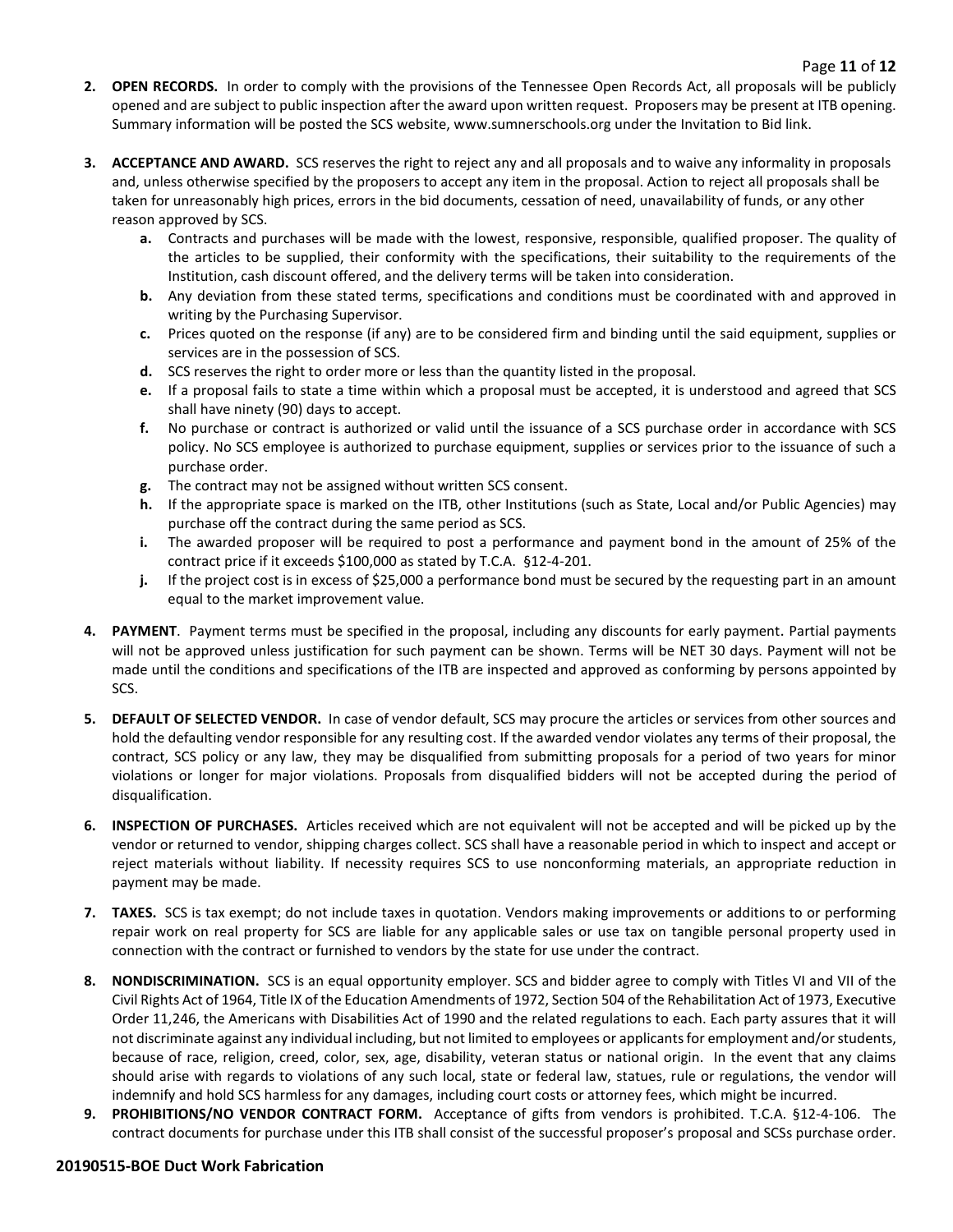2. **OPEN RECORDS.** In order to comply with the provisions of the Tennessee Open Records Act, all proposals will be publicly opened and are subject to public inspection after the award upon written request. Proposers may be present at ITB opening. Summary information will be posted the SCS website, www.sumnerschools.org under the Invitation to Bid link.

3. **ACCEPTANCE AND AWARD.** SCS reserves the right to reject any and all proposals and to waive any informality in proposals and, unless otherwise specified by the proposers to accept any item in the proposal. Action to reject all proposals shall be taken for unreasonably high prices, errors in the bid documents, cessation of need, unavailability of funds, or any other reason approved by SCS.
   - **a.** Contracts and purchases will be made with the lowest, responsive, responsible, qualified proposer. The quality of the articles to be supplied, their conformity with the specifications, their suitability to the requirements of the Institution, cash discount offered, and the delivery terms will be taken into consideration.
   - **b.** Any deviation from these stated terms, specifications and conditions must be coordinated with and approved in writing by the Purchasing Supervisor.
   - **c.** Prices quoted on the response (if any) are to be considered firm and binding until the said equipment, supplies or services are in the possession of SCS.
   - **d.** SCS reserves the right to order more or less than the quantity listed in the proposal.
   - **e.** If a proposal fails to state a time within which a proposal must be accepted, it is understood and agreed that SCS shall have ninety (90) days to accept.
   - **f.** No purchase or contract is authorized or valid until the issuance of a SCS purchase order in accordance with SCS policy. No SCS employee is authorized to purchase equipment, supplies or services prior to the issuance of such a purchase order.
   - **g.** The contract may not be assigned without written SCS consent.
   - **h.** If the appropriate space is marked on the ITB, other Institutions (such as State, Local and/or Public Agencies) may purchase off the contract during the same period as SCS.
   - **i.** The awarded proposer will be required to post a performance and payment bond in the amount of 25% of the contract price if it exceeds $100,000 as stated by T.C.A. §12-4-201.
   - **j.** If the project cost is in excess of $25,000 a performance bond must be secured by the requesting part in an amount equal to the market improvement value.

4. **PAYMENT**. Payment terms must be specified in the proposal, including any discounts for early payment. Partial payments will not be approved unless justification for such payment can be shown. Terms will be NET 30 days. Payment will not be made until the conditions and specifications of the ITB are inspected and approved as conforming by persons appointed by SCS.

5. **DEFAULT OF SELECTED VENDOR.** In case of vendor default, SCS may procure the articles or services from other sources and hold the defaulting vendor responsible for any resulting cost. If the awarded vendor violates any terms of their proposal, the contract, SCS policy or any law, they may be disqualified from submitting proposals for a period of two years for minor violations or longer for major violations. Proposals from disqualified bidders will not be accepted during the period of disqualification.

6. **INSPECTION OF PURCHASES.** Articles received which are not equivalent will not be accepted and will be picked up by the vendor or returned to vendor, shipping charges collect. SCS shall have a reasonable period in which to inspect and accept or reject materials without liability. If necessity requires SCS to use nonconforming materials, an appropriate reduction in payment may be made.

7. **TAXES.** SCS is tax exempt; do not include taxes in quotation. Vendors making improvements or additions to or performing repair work on real property for SCS are liable for any applicable sales or use tax on tangible personal property used in connection with the contract or furnished to vendors by the state for use under the contract.

8. **NONDISCRIMINATION.** SCS is an equal opportunity employer. SCS and bidder agree to comply with Titles VI and VII of the Civil Rights Act of 1964, Title IX of the Education Amendments of 1972, Section 504 of the Rehabilitation Act of 1973, Executive Order 11,246, the Americans with Disabilities Act of 1990 and the related regulations to each. Each party assures that it will not discriminate against any individual including, but not limited to employees or applicants for employment and/or students, because of race, religion, creed, color, sex, age, disability, veteran status or national origin. In the event that any claims should arise with regards to violations of any such local, state or federal law, statues, rule or regulations, the vendor will indemnify and hold SCS harmless for any damages, including court costs or attorney fees, which might be incurred.

9. **PROHIBITIONS/NO VENDOR CONTRACT FORM.** Acceptance of gifts from vendors is prohibited. T.C.A. §12-4-106. The contract documents for purchase under this ITB shall consist of the successful proposer's proposal and SCSs purchase order.

**20190515-BOE Duct Work Fabrication**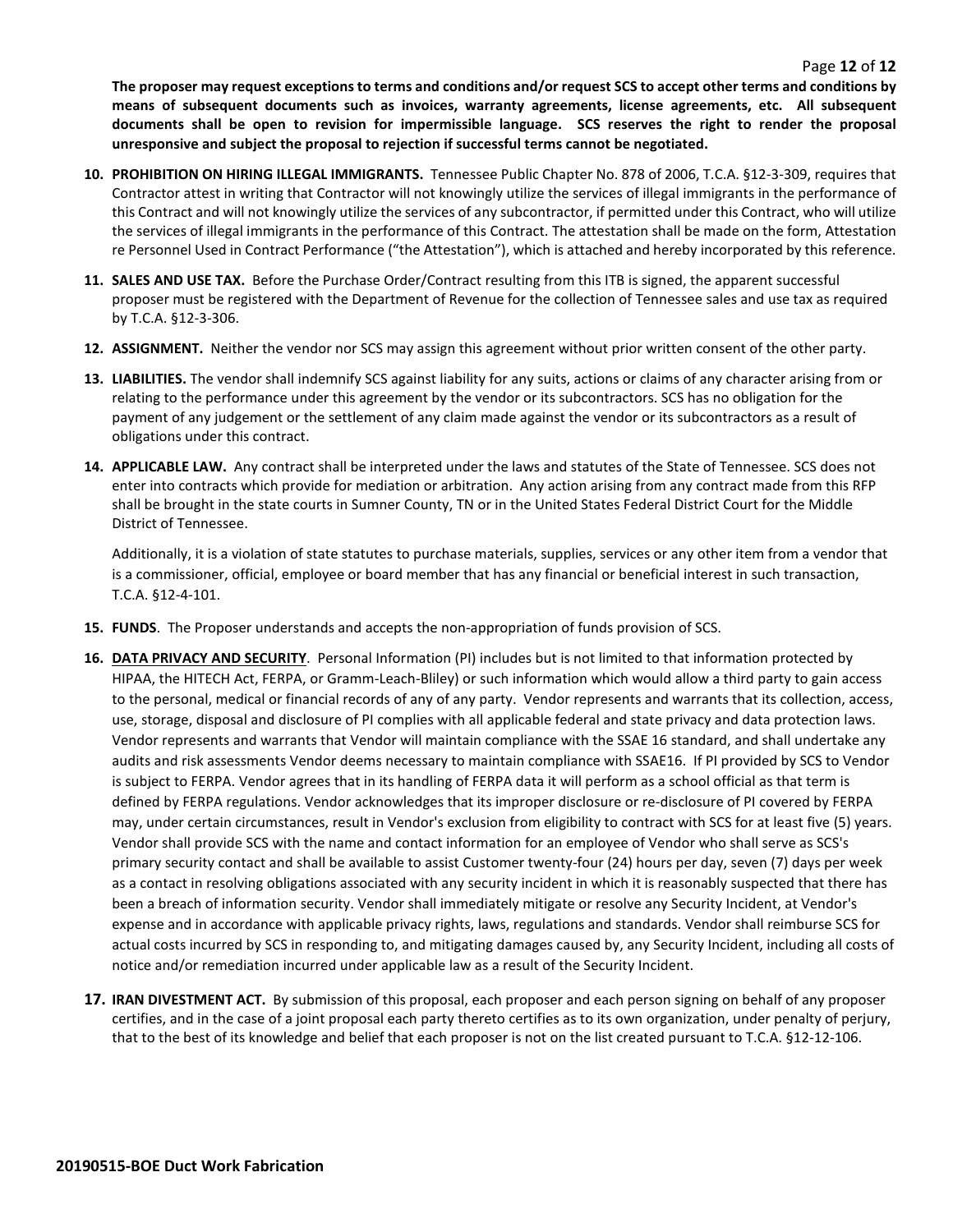**The proposer may request exceptions to terms and conditions and/or request SCS to accept other terms and conditions by means of subsequent documents such as invoices, warranty agreements, license agreements, etc. All subsequent documents shall be open to revision for impermissible language. SCS reserves the right to render the proposal unresponsive and subject the proposal to rejection if successful terms cannot be negotiated.**

10. **PROHIBITION ON HIRING ILLEGAL IMMIGRANTS.** Tennessee Public Chapter No. 878 of 2006, T.C.A. §12-3-309, requires that Contractor attest in writing that Contractor will not knowingly utilize the services of illegal immigrants in the performance of this Contract and will not knowingly utilize the services of any subcontractor, if permitted under this Contract, who will utilize the services of illegal immigrants in the performance of this Contract. The attestation shall be made on the form, Attestation re Personnel Used in Contract Performance ("the Attestation"), which is attached and hereby incorporated by this reference.

11. **SALES AND USE TAX.** Before the Purchase Order/Contract resulting from this ITB is signed, the apparent successful proposer must be registered with the Department of Revenue for the collection of Tennessee sales and use tax as required by T.C.A. §12-3-306.

12. **ASSIGNMENT.** Neither the vendor nor SCS may assign this agreement without prior written consent of the other party.

13. **LIABILITIES.** The vendor shall indemnify SCS against liability for any suits, actions or claims of any character arising from or relating to the performance under this agreement by the vendor or its subcontractors. SCS has no obligation for the payment of any judgement or the settlement of any claim made against the vendor or its subcontractors as a result of obligations under this contract.

14. **APPLICABLE LAW.** Any contract shall be interpreted under the laws and statutes of the State of Tennessee. SCS does not enter into contracts which provide for mediation or arbitration. Any action arising from any contract made from this RFP shall be brought in the state courts in Sumner County, TN or in the United States Federal District Court for the Middle District of Tennessee.

    Additionally, it is a violation of state statutes to purchase materials, supplies, services or any other item from a vendor that is a commissioner, official, employee or board member that has any financial or beneficial interest in such transaction, T.C.A. §12-4-101.

15. **FUNDS**. The Proposer understands and accepts the non-appropriation of funds provision of SCS.

16. **DATA PRIVACY AND SECURITY**. Personal Information (PI) includes but is not limited to that information protected by HIPAA, the HITECH Act, FERPA, or Gramm-Leach-Bliley) or such information which would allow a third party to gain access to the personal, medical or financial records of any of any party. Vendor represents and warrants that its collection, access, use, storage, disposal and disclosure of PI complies with all applicable federal and state privacy and data protection laws. Vendor represents and warrants that Vendor will maintain compliance with the SSAE 16 standard, and shall undertake any audits and risk assessments Vendor deems necessary to maintain compliance with SSAE16. If PI provided by SCS to Vendor is subject to FERPA. Vendor agrees that in its handling of FERPA data it will perform as a school official as that term is defined by FERPA regulations. Vendor acknowledges that its improper disclosure or re-disclosure of PI covered by FERPA may, under certain circumstances, result in Vendor's exclusion from eligibility to contract with SCS for at least five (5) years. Vendor shall provide SCS with the name and contact information for an employee of Vendor who shall serve as SCS's primary security contact and shall be available to assist Customer twenty-four (24) hours per day, seven (7) days per week as a contact in resolving obligations associated with any security incident in which it is reasonably suspected that there has been a breach of information security. Vendor shall immediately mitigate or resolve any Security Incident, at Vendor's expense and in accordance with applicable privacy rights, laws, regulations and standards. Vendor shall reimburse SCS for actual costs incurred by SCS in responding to, and mitigating damages caused by, any Security Incident, including all costs of notice and/or remediation incurred under applicable law as a result of the Security Incident.

17. **IRAN DIVESTMENT ACT.** By submission of this proposal, each proposer and each person signing on behalf of any proposer certifies, and in the case of a joint proposal each party thereto certifies as to its own organization, under penalty of perjury, that to the best of its knowledge and belief that each proposer is not on the list created pursuant to T.C.A. §12-12-106.